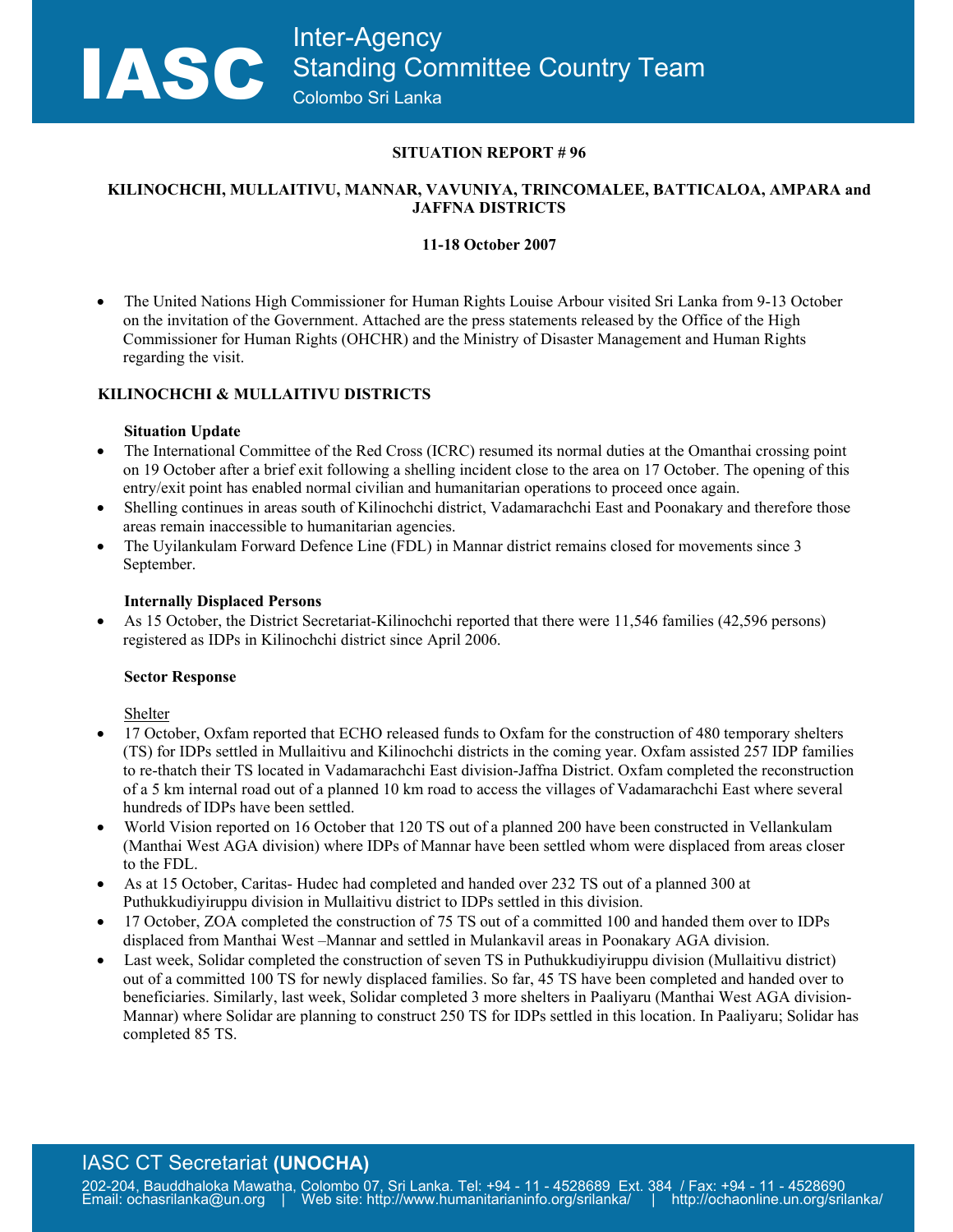# IASC Inter-Agency Standing Committee Country Team
Colombo Sri Lanka

**SITUATION REPORT # 96**

**KILINOCHCHI, MULLAITIVU, MANNAR, VAVUNIYA, TRINCOMALEE, BATTICALOA, AMPARA and JAFFNA DISTRICTS**

**11-18 October 2007**

- The United Nations High Commissioner for Human Rights Louise Arbour visited Sri Lanka from 9-13 October on the invitation of the Government. Attached are the press statements released by the Office of the High Commissioner for Human Rights (OHCHR) and the Ministry of Disaster Management and Human Rights regarding the visit.

## KILINOCHCHI & MULLAITIVU DISTRICTS

### Situation Update

- The International Committee of the Red Cross (ICRC) resumed its normal duties at the Omanthai crossing point on 19 October after a brief exit following a shelling incident close to the area on 17 October. The opening of this entry/exit point has enabled normal civilian and humanitarian operations to proceed once again.
- Shelling continues in areas south of Kilinochchi district, Vadamarachchi East and Poonakary and therefore those areas remain inaccessible to humanitarian agencies.
- The Uyilankulam Forward Defence Line (FDL) in Mannar district remains closed for movements since 3 September.

### Internally Displaced Persons

- As 15 October, the District Secretariat-Kilinochchi reported that there were 11,546 families (42,596 persons) registered as IDPs in Kilinochchi district since April 2006.

### Sector Response

Shelter

- 17 October, Oxfam reported that ECHO released funds to Oxfam for the construction of 480 temporary shelters (TS) for IDPs settled in Mullaitivu and Kilinochchi districts in the coming year. Oxfam assisted 257 IDP families to re-thatch their TS located in Vadamarachchi East division-Jaffna District. Oxfam completed the reconstruction of a 5 km internal road out of a planned 10 km road to access the villages of Vadamarachchi East where several hundreds of IDPs have been settled.
- World Vision reported on 16 October that 120 TS out of a planned 200 have been constructed in Vellankulam (Manthai West AGA division) where IDPs of Mannar have been settled whom were displaced from areas closer to the FDL.
- As at 15 October, Caritas- Hudec had completed and handed over 232 TS out of a planned 300 at Puthukkudiyiruppu division in Mullaitivu district to IDPs settled in this division.
- 17 October, ZOA completed the construction of 75 TS out of a committed 100 and handed them over to IDPs displaced from Manthai West –Mannar and settled in Mulankavil areas in Poonakary AGA division.
- Last week, Solidar completed the construction of seven TS in Puthukkudiyiruppu division (Mullaitivu district) out of a committed 100 TS for newly displaced families. So far, 45 TS have been completed and handed over to beneficiaries. Similarly, last week, Solidar completed 3 more shelters in Paaliyaru (Manthai West AGA division-Mannar) where Solidar are planning to construct 250 TS for IDPs settled in this location. In Paaliyaru; Solidar has completed 85 TS.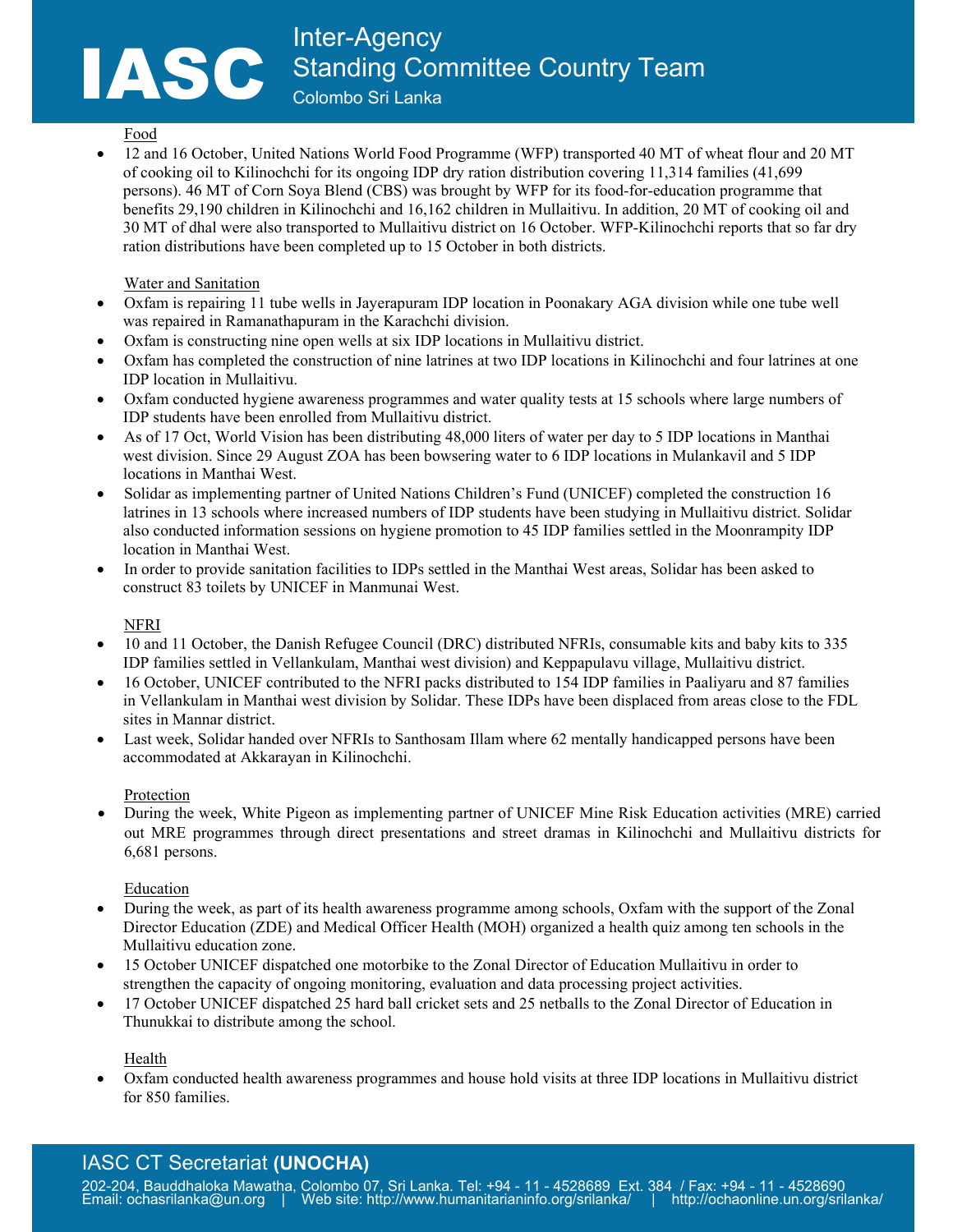Food

- 12 and 16 October, United Nations World Food Programme (WFP) transported 40 MT of wheat flour and 20 MT of cooking oil to Kilinochchi for its ongoing IDP dry ration distribution covering 11,314 families (41,699 persons). 46 MT of Corn Soya Blend (CBS) was brought by WFP for its food-for-education programme that benefits 29,190 children in Kilinochchi and 16,162 children in Mullaitivu. In addition, 20 MT of cooking oil and 30 MT of dhal were also transported to Mullaitivu district on 16 October. WFP-Kilinochchi reports that so far dry ration distributions have been completed up to 15 October in both districts.

Water and Sanitation

- Oxfam is repairing 11 tube wells in Jayerapuram IDP location in Poonakary AGA division while one tube well was repaired in Ramanathapuram in the Karachchi division.
- Oxfam is constructing nine open wells at six IDP locations in Mullaitivu district.
- Oxfam has completed the construction of nine latrines at two IDP locations in Kilinochchi and four latrines at one IDP location in Mullaitivu.
- Oxfam conducted hygiene awareness programmes and water quality tests at 15 schools where large numbers of IDP students have been enrolled from Mullaitivu district.
- As of 17 Oct, World Vision has been distributing 48,000 liters of water per day to 5 IDP locations in Manthai west division. Since 29 August ZOA has been bowsering water to 6 IDP locations in Mulankavil and 5 IDP locations in Manthai West.
- Solidar as implementing partner of United Nations Children's Fund (UNICEF) completed the construction 16 latrines in 13 schools where increased numbers of IDP students have been studying in Mullaitivu district. Solidar also conducted information sessions on hygiene promotion to 45 IDP families settled in the Moonrampity IDP location in Manthai West.
- In order to provide sanitation facilities to IDPs settled in the Manthai West areas, Solidar has been asked to construct 83 toilets by UNICEF in Manmunai West.

NFRI

- 10 and 11 October, the Danish Refugee Council (DRC) distributed NFRIs, consumable kits and baby kits to 335 IDP families settled in Vellankulam, Manthai west division) and Keppapulavu village, Mullaitivu district.
- 16 October, UNICEF contributed to the NFRI packs distributed to 154 IDP families in Paaliyaru and 87 families in Vellankulam in Manthai west division by Solidar. These IDPs have been displaced from areas close to the FDL sites in Mannar district.
- Last week, Solidar handed over NFRIs to Santhosam Illam where 62 mentally handicapped persons have been accommodated at Akkarayan in Kilinochchi.

Protection

- During the week, White Pigeon as implementing partner of UNICEF Mine Risk Education activities (MRE) carried out MRE programmes through direct presentations and street dramas in Kilinochchi and Mullaitivu districts for 6,681 persons.

Education

- During the week, as part of its health awareness programme among schools, Oxfam with the support of the Zonal Director Education (ZDE) and Medical Officer Health (MOH) organized a health quiz among ten schools in the Mullaitivu education zone.
- 15 October UNICEF dispatched one motorbike to the Zonal Director of Education Mullaitivu in order to strengthen the capacity of ongoing monitoring, evaluation and data processing project activities.
- 17 October UNICEF dispatched 25 hard ball cricket sets and 25 netballs to the Zonal Director of Education in Thunukkai to distribute among the school.

Health

- Oxfam conducted health awareness programmes and house hold visits at three IDP locations in Mullaitivu district for 850 families.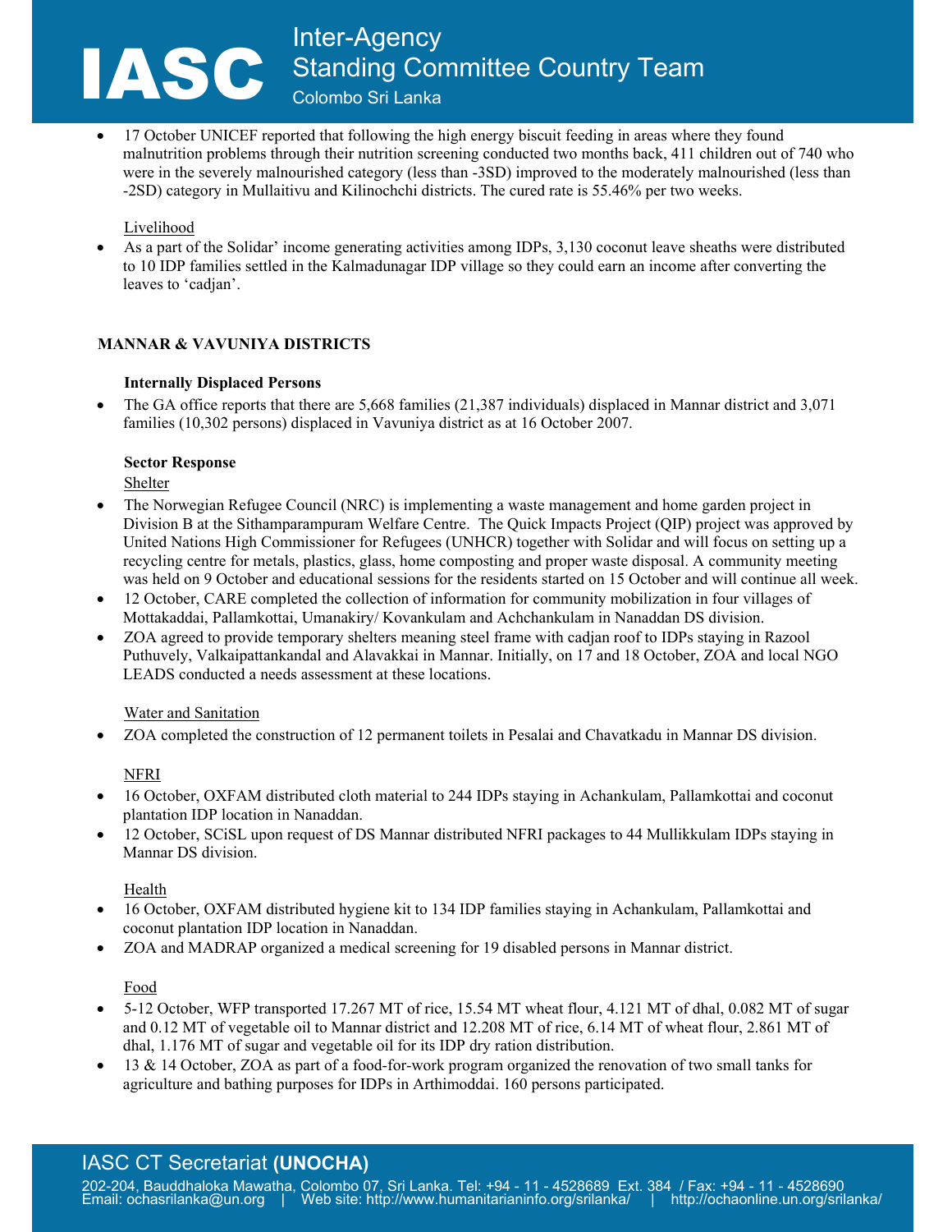- 17 October UNICEF reported that following the high energy biscuit feeding in areas where they found malnutrition problems through their nutrition screening conducted two months back, 411 children out of 740 who were in the severely malnourished category (less than -3SD) improved to the moderately malnourished (less than -2SD) category in Mullaitivu and Kilinochchi districts. The cured rate is 55.46% per two weeks.

Livelihood

- As a part of the Solidar' income generating activities among IDPs, 3,130 coconut leave sheaths were distributed to 10 IDP families settled in the Kalmadunagar IDP village so they could earn an income after converting the leaves to 'cadjan'.

## MANNAR & VAVUNIYA DISTRICTS

### Internally Displaced Persons

- The GA office reports that there are 5,668 families (21,387 individuals) displaced in Mannar district and 3,071 families (10,302 persons) displaced in Vavuniya district as at 16 October 2007.

### Sector Response

Shelter

- The Norwegian Refugee Council (NRC) is implementing a waste management and home garden project in Division B at the Sithamparampuram Welfare Centre. The Quick Impacts Project (QIP) project was approved by United Nations High Commissioner for Refugees (UNHCR) together with Solidar and will focus on setting up a recycling centre for metals, plastics, glass, home composting and proper waste disposal. A community meeting was held on 9 October and educational sessions for the residents started on 15 October and will continue all week.
- 12 October, CARE completed the collection of information for community mobilization in four villages of Mottakaddai, Pallamkottai, Umanakiry/ Kovankulam and Achchankulam in Nanaddan DS division.
- ZOA agreed to provide temporary shelters meaning steel frame with cadjan roof to IDPs staying in Razool Puthuvely, Valkaipattankandal and Alavakkai in Mannar. Initially, on 17 and 18 October, ZOA and local NGO LEADS conducted a needs assessment at these locations.

Water and Sanitation

- ZOA completed the construction of 12 permanent toilets in Pesalai and Chavatkadu in Mannar DS division.

NFRI

- 16 October, OXFAM distributed cloth material to 244 IDPs staying in Achankulam, Pallamkottai and coconut plantation IDP location in Nanaddan.
- 12 October, SCiSL upon request of DS Mannar distributed NFRI packages to 44 Mullikkulam IDPs staying in Mannar DS division.

Health

- 16 October, OXFAM distributed hygiene kit to 134 IDP families staying in Achankulam, Pallamkottai and coconut plantation IDP location in Nanaddan.
- ZOA and MADRAP organized a medical screening for 19 disabled persons in Mannar district.

Food

- 5-12 October, WFP transported 17.267 MT of rice, 15.54 MT wheat flour, 4.121 MT of dhal, 0.082 MT of sugar and 0.12 MT of vegetable oil to Mannar district and 12.208 MT of rice, 6.14 MT of wheat flour, 2.861 MT of dhal, 1.176 MT of sugar and vegetable oil for its IDP dry ration distribution.
- 13 & 14 October, ZOA as part of a food-for-work program organized the renovation of two small tanks for agriculture and bathing purposes for IDPs in Arthimoddai. 160 persons participated.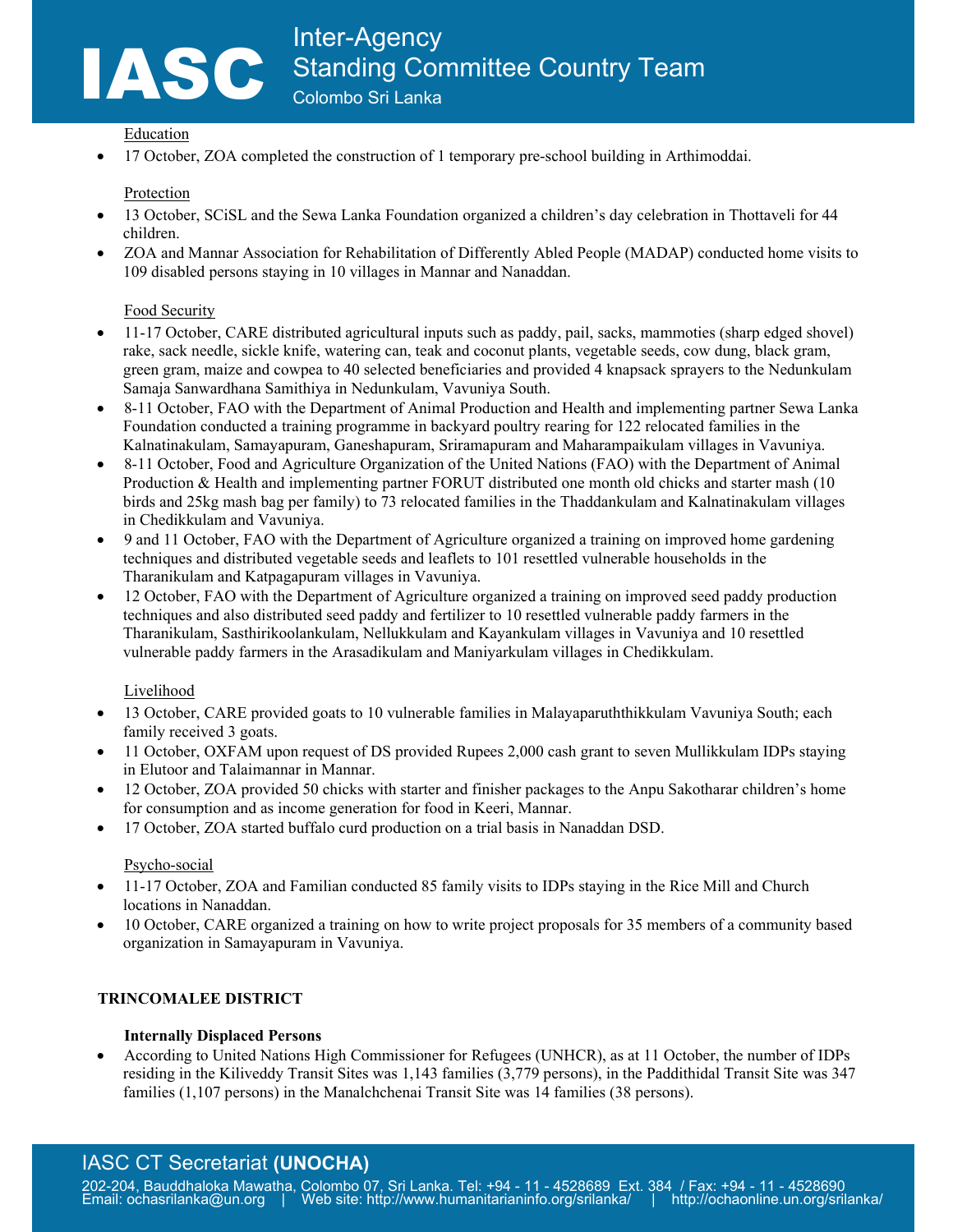Education

- 17 October, ZOA completed the construction of 1 temporary pre-school building in Arthimoddai.

Protection

- 13 October, SCiSL and the Sewa Lanka Foundation organized a children's day celebration in Thottaveli for 44 children.
- ZOA and Mannar Association for Rehabilitation of Differently Abled People (MADAP) conducted home visits to 109 disabled persons staying in 10 villages in Mannar and Nanaddan.

Food Security

- 11-17 October, CARE distributed agricultural inputs such as paddy, pail, sacks, mammoties (sharp edged shovel) rake, sack needle, sickle knife, watering can, teak and coconut plants, vegetable seeds, cow dung, black gram, green gram, maize and cowpea to 40 selected beneficiaries and provided 4 knapsack sprayers to the Nedunkulam Samaja Sanwardhana Samithiya in Nedunkulam, Vavuniya South.
- 8-11 October, FAO with the Department of Animal Production and Health and implementing partner Sewa Lanka Foundation conducted a training programme in backyard poultry rearing for 122 relocated families in the Kalnatinakulam, Samayapuram, Ganeshapuram, Sriramapuram and Maharampaikulam villages in Vavuniya.
- 8-11 October, Food and Agriculture Organization of the United Nations (FAO) with the Department of Animal Production & Health and implementing partner FORUT distributed one month old chicks and starter mash (10 birds and 25kg mash bag per family) to 73 relocated families in the Thaddankulam and Kalnatinakulam villages in Chedikkulam and Vavuniya.
- 9 and 11 October, FAO with the Department of Agriculture organized a training on improved home gardening techniques and distributed vegetable seeds and leaflets to 101 resettled vulnerable households in the Tharanikulam and Katpagapuram villages in Vavuniya.
- 12 October, FAO with the Department of Agriculture organized a training on improved seed paddy production techniques and also distributed seed paddy and fertilizer to 10 resettled vulnerable paddy farmers in the Tharanikulam, Sasthirikoolankulam, Nellukkulam and Kayankulam villages in Vavuniya and 10 resettled vulnerable paddy farmers in the Arasadikulam and Maniyarkulam villages in Chedikkulam.

Livelihood

- 13 October, CARE provided goats to 10 vulnerable families in Malayaparuththikkulam Vavuniya South; each family received 3 goats.
- 11 October, OXFAM upon request of DS provided Rupees 2,000 cash grant to seven Mullikkulam IDPs staying in Elutoor and Talaimannar in Mannar.
- 12 October, ZOA provided 50 chicks with starter and finisher packages to the Anpu Sakotharar children's home for consumption and as income generation for food in Keeri, Mannar.
- 17 October, ZOA started buffalo curd production on a trial basis in Nanaddan DSD.

Psycho-social

- 11-17 October, ZOA and Familian conducted 85 family visits to IDPs staying in the Rice Mill and Church locations in Nanaddan.
- 10 October, CARE organized a training on how to write project proposals for 35 members of a community based organization in Samayapuram in Vavuniya.

## TRINCOMALEE DISTRICT

### Internally Displaced Persons

- According to United Nations High Commissioner for Refugees (UNHCR), as at 11 October, the number of IDPs residing in the Kiliveddy Transit Sites was 1,143 families (3,779 persons), in the Paddithidal Transit Site was 347 families (1,107 persons) in the Manalchchenai Transit Site was 14 families (38 persons).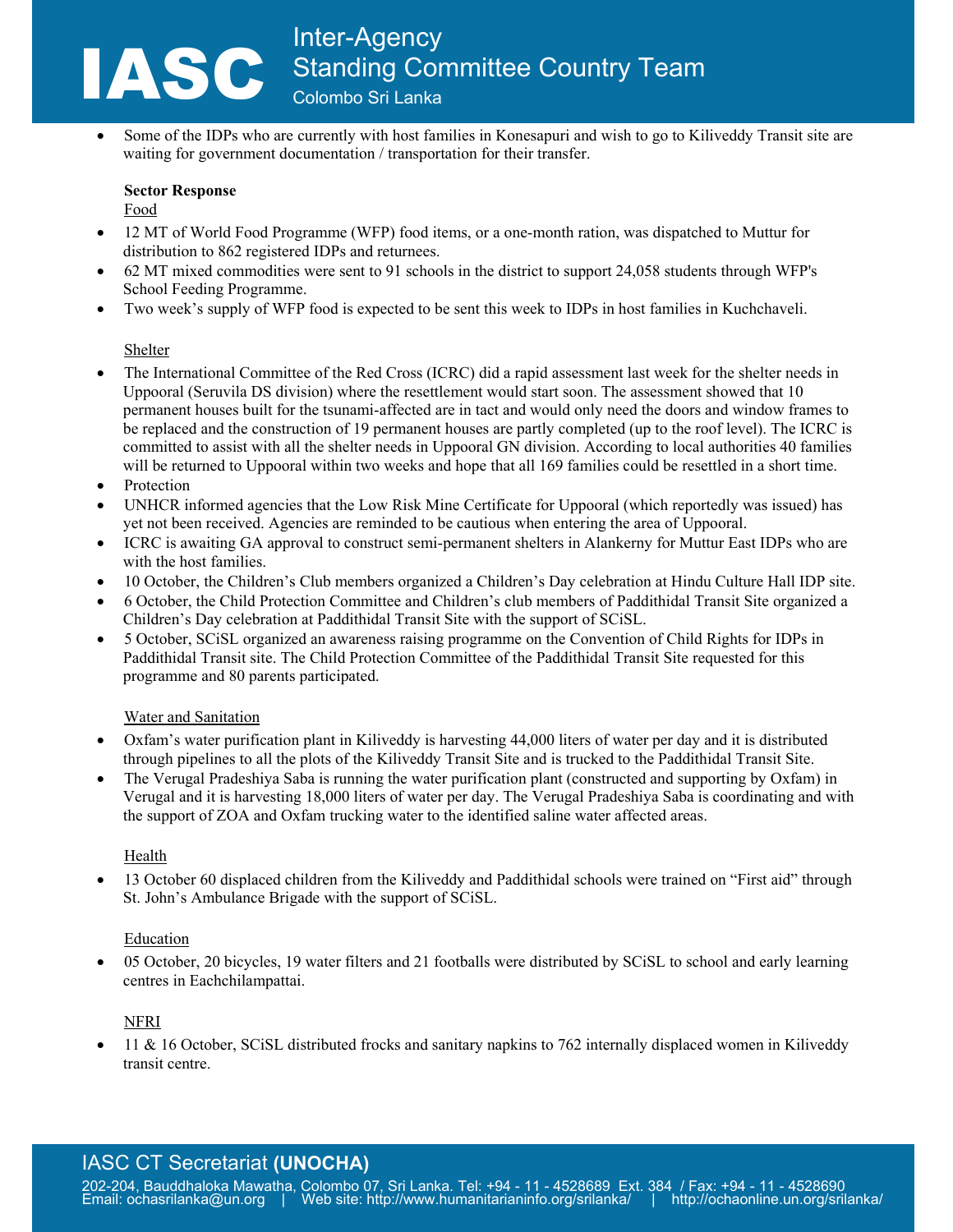- Some of the IDPs who are currently with host families in Konesapuri and wish to go to Kiliveddy Transit site are waiting for government documentation / transportation for their transfer.

**Sector Response**

Food

- 12 MT of World Food Programme (WFP) food items, or a one-month ration, was dispatched to Muttur for distribution to 862 registered IDPs and returnees.
- 62 MT mixed commodities were sent to 91 schools in the district to support 24,058 students through WFP's School Feeding Programme.
- Two week's supply of WFP food is expected to be sent this week to IDPs in host families in Kuchchaveli.

Shelter

- The International Committee of the Red Cross (ICRC) did a rapid assessment last week for the shelter needs in Uppooral (Seruvila DS division) where the resettlement would start soon. The assessment showed that 10 permanent houses built for the tsunami-affected are in tact and would only need the doors and window frames to be replaced and the construction of 19 permanent houses are partly completed (up to the roof level). The ICRC is committed to assist with all the shelter needs in Uppooral GN division. According to local authorities 40 families will be returned to Uppooral within two weeks and hope that all 169 families could be resettled in a short time.
- Protection
- UNHCR informed agencies that the Low Risk Mine Certificate for Uppooral (which reportedly was issued) has yet not been received. Agencies are reminded to be cautious when entering the area of Uppooral.
- ICRC is awaiting GA approval to construct semi-permanent shelters in Alankerny for Muttur East IDPs who are with the host families.
- 10 October, the Children's Club members organized a Children's Day celebration at Hindu Culture Hall IDP site.
- 6 October, the Child Protection Committee and Children's club members of Paddithidal Transit Site organized a Children's Day celebration at Paddithidal Transit Site with the support of SCiSL.
- 5 October, SCiSL organized an awareness raising programme on the Convention of Child Rights for IDPs in Paddithidal Transit site. The Child Protection Committee of the Paddithidal Transit Site requested for this programme and 80 parents participated.

Water and Sanitation

- Oxfam's water purification plant in Kiliveddy is harvesting 44,000 liters of water per day and it is distributed through pipelines to all the plots of the Kiliveddy Transit Site and is trucked to the Paddithidal Transit Site.
- The Verugal Pradeshiya Saba is running the water purification plant (constructed and supporting by Oxfam) in Verugal and it is harvesting 18,000 liters of water per day. The Verugal Pradeshiya Saba is coordinating and with the support of ZOA and Oxfam trucking water to the identified saline water affected areas.

Health

- 13 October 60 displaced children from the Kiliveddy and Paddithidal schools were trained on "First aid" through St. John's Ambulance Brigade with the support of SCiSL.

Education

- 05 October, 20 bicycles, 19 water filters and 21 footballs were distributed by SCiSL to school and early learning centres in Eachchilampattai.

NFRI

- 11 & 16 October, SCiSL distributed frocks and sanitary napkins to 762 internally displaced women in Kiliveddy transit centre.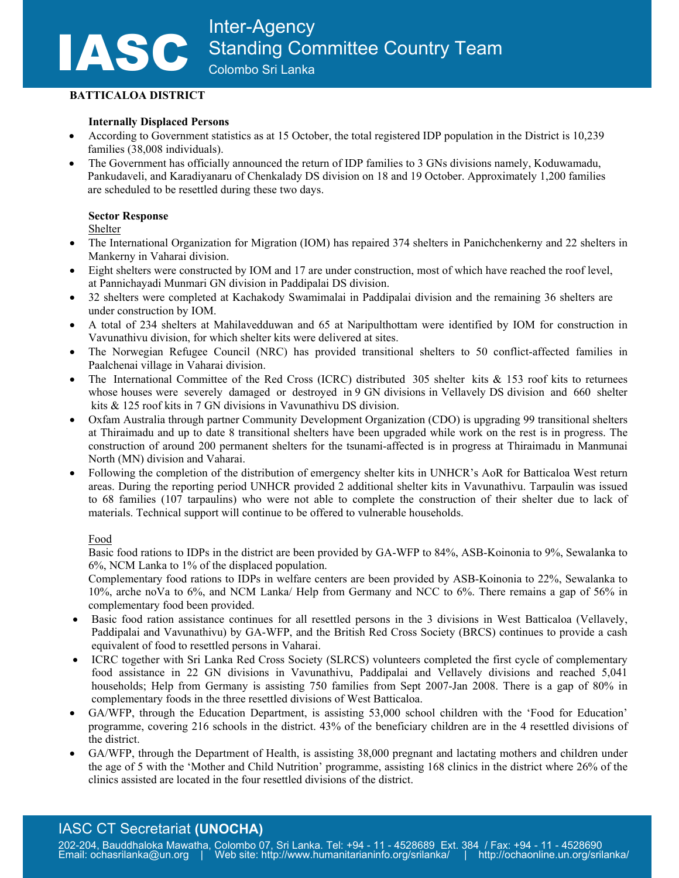## BATTICALOA DISTRICT

**Internally Displaced Persons**

- According to Government statistics as at 15 October, the total registered IDP population in the District is 10,239 families (38,008 individuals).
- The Government has officially announced the return of IDP families to 3 GNs divisions namely, Koduwamadu, Pankudaveli, and Karadiyanaru of Chenkalady DS division on 18 and 19 October. Approximately 1,200 families are scheduled to be resettled during these two days.

**Sector Response**

Shelter

- The International Organization for Migration (IOM) has repaired 374 shelters in Panichchenkerny and 22 shelters in Mankerny in Vaharai division.
- Eight shelters were constructed by IOM and 17 are under construction, most of which have reached the roof level, at Pannichayadi Munmari GN division in Paddipalai DS division.
- 32 shelters were completed at Kachakody Swamimalai in Paddipalai division and the remaining 36 shelters are under construction by IOM.
- A total of 234 shelters at Mahilavedduwan and 65 at Naripulthottam were identified by IOM for construction in Vavunathivu division, for which shelter kits were delivered at sites.
- The Norwegian Refugee Council (NRC) has provided transitional shelters to 50 conflict-affected families in Paalchenai village in Vaharai division.
- The International Committee of the Red Cross (ICRC) distributed 305 shelter kits & 153 roof kits to returnees whose houses were severely damaged or destroyed in 9 GN divisions in Vellavely DS division and 660 shelter kits & 125 roof kits in 7 GN divisions in Vavunathivu DS division.
- Oxfam Australia through partner Community Development Organization (CDO) is upgrading 99 transitional shelters at Thiraimadu and up to date 8 transitional shelters have been upgraded while work on the rest is in progress. The construction of around 200 permanent shelters for the tsunami-affected is in progress at Thiraimadu in Manmunai North (MN) division and Vaharai.
- Following the completion of the distribution of emergency shelter kits in UNHCR's AoR for Batticaloa West return areas. During the reporting period UNHCR provided 2 additional shelter kits in Vavunathivu. Tarpaulin was issued to 68 families (107 tarpaulins) who were not able to complete the construction of their shelter due to lack of materials. Technical support will continue to be offered to vulnerable households.

Food

Basic food rations to IDPs in the district are been provided by GA-WFP to 84%, ASB-Koinonia to 9%, Sewalanka to 6%, NCM Lanka to 1% of the displaced population.

Complementary food rations to IDPs in welfare centers are been provided by ASB-Koinonia to 22%, Sewalanka to 10%, arche noVa to 6%, and NCM Lanka/ Help from Germany and NCC to 6%. There remains a gap of 56% in complementary food been provided.

- Basic food ration assistance continues for all resettled persons in the 3 divisions in West Batticaloa (Vellavely, Paddipalai and Vavunathivu) by GA-WFP, and the British Red Cross Society (BRCS) continues to provide a cash equivalent of food to resettled persons in Vaharai.
- ICRC together with Sri Lanka Red Cross Society (SLRCS) volunteers completed the first cycle of complementary food assistance in 22 GN divisions in Vavunathivu, Paddipalai and Vellavely divisions and reached 5,041 households; Help from Germany is assisting 750 families from Sept 2007-Jan 2008. There is a gap of 80% in complementary foods in the three resettled divisions of West Batticaloa.
- GA/WFP, through the Education Department, is assisting 53,000 school children with the 'Food for Education' programme, covering 216 schools in the district. 43% of the beneficiary children are in the 4 resettled divisions of the district.
- GA/WFP, through the Department of Health, is assisting 38,000 pregnant and lactating mothers and children under the age of 5 with the 'Mother and Child Nutrition' programme, assisting 168 clinics in the district where 26% of the clinics assisted are located in the four resettled divisions of the district.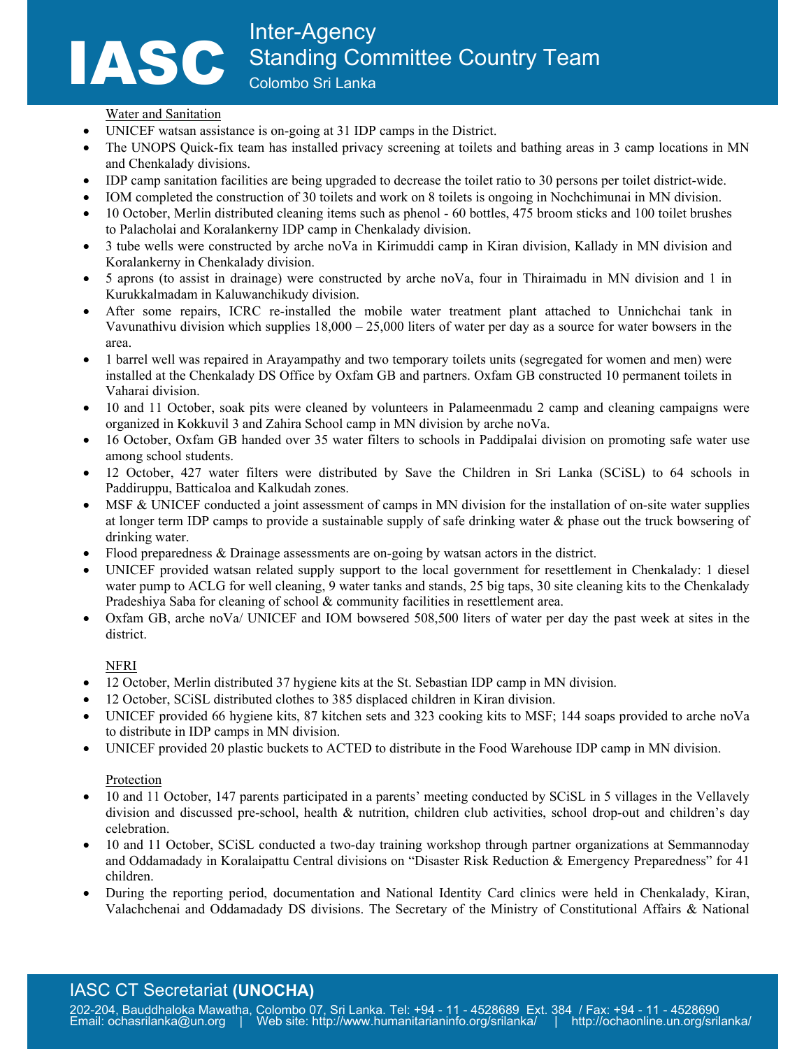Water and Sanitation

- UNICEF watsan assistance is on-going at 31 IDP camps in the District.
- The UNOPS Quick-fix team has installed privacy screening at toilets and bathing areas in 3 camp locations in MN and Chenkalady divisions.
- IDP camp sanitation facilities are being upgraded to decrease the toilet ratio to 30 persons per toilet district-wide.
- IOM completed the construction of 30 toilets and work on 8 toilets is ongoing in Nochchimunai in MN division.
- 10 October, Merlin distributed cleaning items such as phenol - 60 bottles, 475 broom sticks and 100 toilet brushes to Palacholai and Koralankerny IDP camp in Chenkalady division.
- 3 tube wells were constructed by arche noVa in Kirimuddi camp in Kiran division, Kallady in MN division and Koralankerny in Chenkalady division.
- 5 aprons (to assist in drainage) were constructed by arche noVa, four in Thiraimadu in MN division and 1 in Kurukkalmadam in Kaluwanchikudy division.
- After some repairs, ICRC re-installed the mobile water treatment plant attached to Unnichchai tank in Vavunathivu division which supplies 18,000 – 25,000 liters of water per day as a source for water bowsers in the area.
- 1 barrel well was repaired in Arayampathy and two temporary toilets units (segregated for women and men) were installed at the Chenkalady DS Office by Oxfam GB and partners. Oxfam GB constructed 10 permanent toilets in Vaharai division.
- 10 and 11 October, soak pits were cleaned by volunteers in Palameenmadu 2 camp and cleaning campaigns were organized in Kokkuvil 3 and Zahira School camp in MN division by arche noVa.
- 16 October, Oxfam GB handed over 35 water filters to schools in Paddipalai division on promoting safe water use among school students.
- 12 October, 427 water filters were distributed by Save the Children in Sri Lanka (SCiSL) to 64 schools in Paddiruppu, Batticaloa and Kalkudah zones.
- MSF & UNICEF conducted a joint assessment of camps in MN division for the installation of on-site water supplies at longer term IDP camps to provide a sustainable supply of safe drinking water & phase out the truck bowsering of drinking water.
- Flood preparedness & Drainage assessments are on-going by watsan actors in the district.
- UNICEF provided watsan related supply support to the local government for resettlement in Chenkalady: 1 diesel water pump to ACLG for well cleaning, 9 water tanks and stands, 25 big taps, 30 site cleaning kits to the Chenkalady Pradeshiya Saba for cleaning of school & community facilities in resettlement area.
- Oxfam GB, arche noVa/ UNICEF and IOM bowsered 508,500 liters of water per day the past week at sites in the district.

NFRI

- 12 October, Merlin distributed 37 hygiene kits at the St. Sebastian IDP camp in MN division.
- 12 October, SCiSL distributed clothes to 385 displaced children in Kiran division.
- UNICEF provided 66 hygiene kits, 87 kitchen sets and 323 cooking kits to MSF; 144 soaps provided to arche noVa to distribute in IDP camps in MN division.
- UNICEF provided 20 plastic buckets to ACTED to distribute in the Food Warehouse IDP camp in MN division.

Protection

- 10 and 11 October, 147 parents participated in a parents' meeting conducted by SCiSL in 5 villages in the Vellavely division and discussed pre-school, health & nutrition, children club activities, school drop-out and children's day celebration.
- 10 and 11 October, SCiSL conducted a two-day training workshop through partner organizations at Semmannoday and Oddamadady in Koralaipattu Central divisions on "Disaster Risk Reduction & Emergency Preparedness" for 41 children.
- During the reporting period, documentation and National Identity Card clinics were held in Chenkalady, Kiran, Valachchenai and Oddamadady DS divisions. The Secretary of the Ministry of Constitutional Affairs & National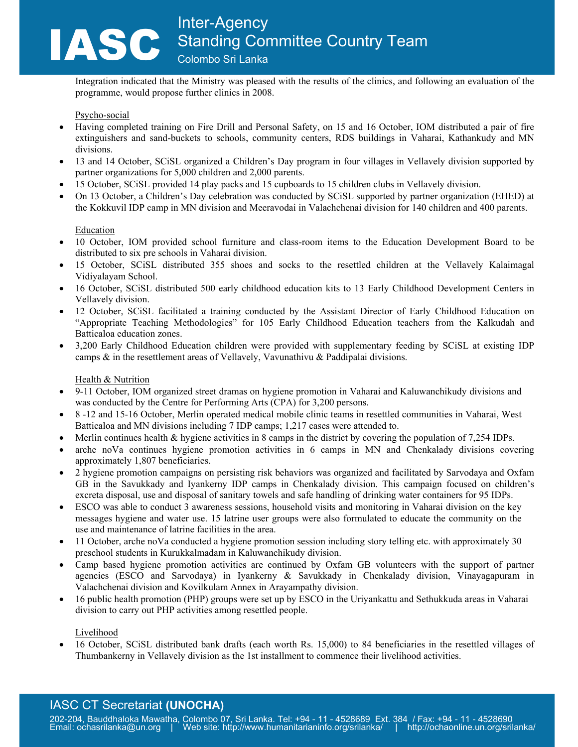Integration indicated that the Ministry was pleased with the results of the clinics, and following an evaluation of the programme, would propose further clinics in 2008.

Psycho-social

- Having completed training on Fire Drill and Personal Safety, on 15 and 16 October, IOM distributed a pair of fire extinguishers and sand-buckets to schools, community centers, RDS buildings in Vaharai, Kathankudy and MN divisions.
- 13 and 14 October, SCiSL organized a Children's Day program in four villages in Vellavely division supported by partner organizations for 5,000 children and 2,000 parents.
- 15 October, SCiSL provided 14 play packs and 15 cupboards to 15 children clubs in Vellavely division.
- On 13 October, a Children's Day celebration was conducted by SCiSL supported by partner organization (EHED) at the Kokkuvil IDP camp in MN division and Meeravodai in Valachchenai division for 140 children and 400 parents.

Education

- 10 October, IOM provided school furniture and class-room items to the Education Development Board to be distributed to six pre schools in Vaharai division.
- 15 October, SCiSL distributed 355 shoes and socks to the resettled children at the Vellavely Kalaimagal Vidiyalayam School.
- 16 October, SCiSL distributed 500 early childhood education kits to 13 Early Childhood Development Centers in Vellavely division.
- 12 October, SCiSL facilitated a training conducted by the Assistant Director of Early Childhood Education on "Appropriate Teaching Methodologies" for 105 Early Childhood Education teachers from the Kalkudah and Batticaloa education zones.
- 3,200 Early Childhood Education children were provided with supplementary feeding by SCiSL at existing IDP camps & in the resettlement areas of Vellavely, Vavunathivu & Paddipalai divisions.

Health & Nutrition

- 9-11 October, IOM organized street dramas on hygiene promotion in Vaharai and Kaluwanchikudy divisions and was conducted by the Centre for Performing Arts (CPA) for 3,200 persons.
- 8 -12 and 15-16 October, Merlin operated medical mobile clinic teams in resettled communities in Vaharai, West Batticaloa and MN divisions including 7 IDP camps; 1,217 cases were attended to.
- Merlin continues health & hygiene activities in 8 camps in the district by covering the population of 7,254 IDPs.
- arche noVa continues hygiene promotion activities in 6 camps in MN and Chenkalady divisions covering approximately 1,807 beneficiaries.
- 2 hygiene promotion campaigns on persisting risk behaviors was organized and facilitated by Sarvodaya and Oxfam GB in the Savukkady and Iyankerny IDP camps in Chenkalady division. This campaign focused on children's excreta disposal, use and disposal of sanitary towels and safe handling of drinking water containers for 95 IDPs.
- ESCO was able to conduct 3 awareness sessions, household visits and monitoring in Vaharai division on the key messages hygiene and water use. 15 latrine user groups were also formulated to educate the community on the use and maintenance of latrine facilities in the area.
- 11 October, arche noVa conducted a hygiene promotion session including story telling etc. with approximately 30 preschool students in Kurukkalmadam in Kaluwanchikudy division.
- Camp based hygiene promotion activities are continued by Oxfam GB volunteers with the support of partner agencies (ESCO and Sarvodaya) in Iyankerny & Savukkady in Chenkalady division, Vinayagapuram in Valachchenai division and Kovilkulam Annex in Arayampathy division.
- 16 public health promotion (PHP) groups were set up by ESCO in the Uriyankattu and Sethukkuda areas in Vaharai division to carry out PHP activities among resettled people.

Livelihood

- 16 October, SCiSL distributed bank drafts (each worth Rs. 15,000) to 84 beneficiaries in the resettled villages of Thumbankerny in Vellavely division as the 1st installment to commence their livelihood activities.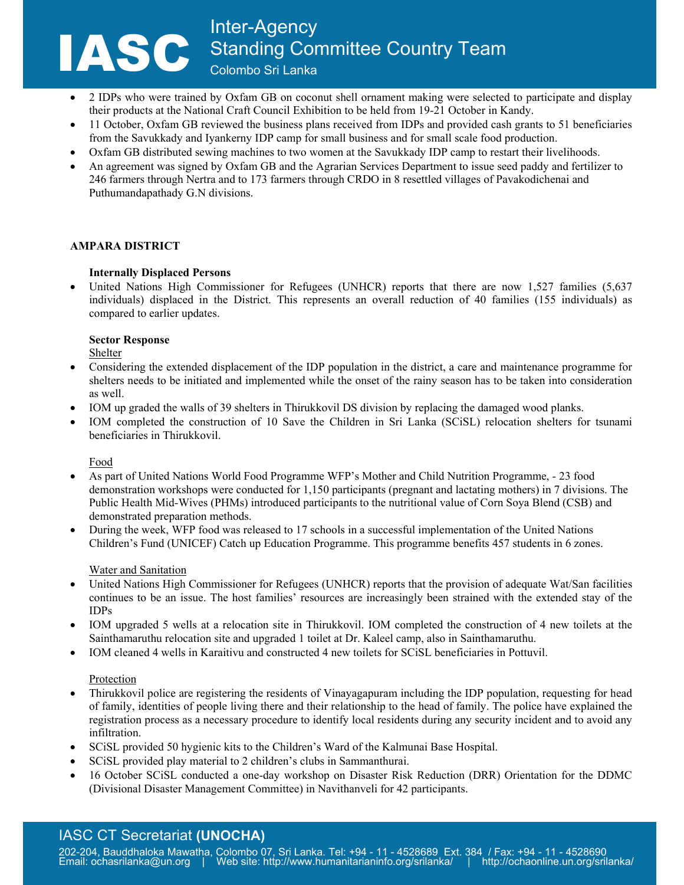- 2 IDPs who were trained by Oxfam GB on coconut shell ornament making were selected to participate and display their products at the National Craft Council Exhibition to be held from 19-21 October in Kandy.
- 11 October, Oxfam GB reviewed the business plans received from IDPs and provided cash grants to 51 beneficiaries from the Savukkady and Iyankerny IDP camp for small business and for small scale food production.
- Oxfam GB distributed sewing machines to two women at the Savukkady IDP camp to restart their livelihoods.
- An agreement was signed by Oxfam GB and the Agrarian Services Department to issue seed paddy and fertilizer to 246 farmers through Nertra and to 173 farmers through CRDO in 8 resettled villages of Pavakodichenai and Puthumandapathady G.N divisions.

## AMPARA DISTRICT

### Internally Displaced Persons

- United Nations High Commissioner for Refugees (UNHCR) reports that there are now 1,527 families (5,637 individuals) displaced in the District. This represents an overall reduction of 40 families (155 individuals) as compared to earlier updates.

### Sector Response

Shelter

- Considering the extended displacement of the IDP population in the district, a care and maintenance programme for shelters needs to be initiated and implemented while the onset of the rainy season has to be taken into consideration as well.
- IOM up graded the walls of 39 shelters in Thirukkovil DS division by replacing the damaged wood planks.
- IOM completed the construction of 10 Save the Children in Sri Lanka (SCiSL) relocation shelters for tsunami beneficiaries in Thirukkovil.

Food

- As part of United Nations World Food Programme WFP's Mother and Child Nutrition Programme, - 23 food demonstration workshops were conducted for 1,150 participants (pregnant and lactating mothers) in 7 divisions. The Public Health Mid-Wives (PHMs) introduced participants to the nutritional value of Corn Soya Blend (CSB) and demonstrated preparation methods.
- During the week, WFP food was released to 17 schools in a successful implementation of the United Nations Children's Fund (UNICEF) Catch up Education Programme. This programme benefits 457 students in 6 zones.

Water and Sanitation

- United Nations High Commissioner for Refugees (UNHCR) reports that the provision of adequate Wat/San facilities continues to be an issue. The host families' resources are increasingly been strained with the extended stay of the IDPs
- IOM upgraded 5 wells at a relocation site in Thirukkovil. IOM completed the construction of 4 new toilets at the Sainthamaruthu relocation site and upgraded 1 toilet at Dr. Kaleel camp, also in Sainthamaruthu.
- IOM cleaned 4 wells in Karaitivu and constructed 4 new toilets for SCiSL beneficiaries in Pottuvil.

Protection

- Thirukkovil police are registering the residents of Vinayagapuram including the IDP population, requesting for head of family, identities of people living there and their relationship to the head of family. The police have explained the registration process as a necessary procedure to identify local residents during any security incident and to avoid any infiltration.
- SCiSL provided 50 hygienic kits to the Children's Ward of the Kalmunai Base Hospital.
- SCiSL provided play material to 2 children's clubs in Sammanthurai.
- 16 October SCiSL conducted a one-day workshop on Disaster Risk Reduction (DRR) Orientation for the DDMC (Divisional Disaster Management Committee) in Navithanveli for 42 participants.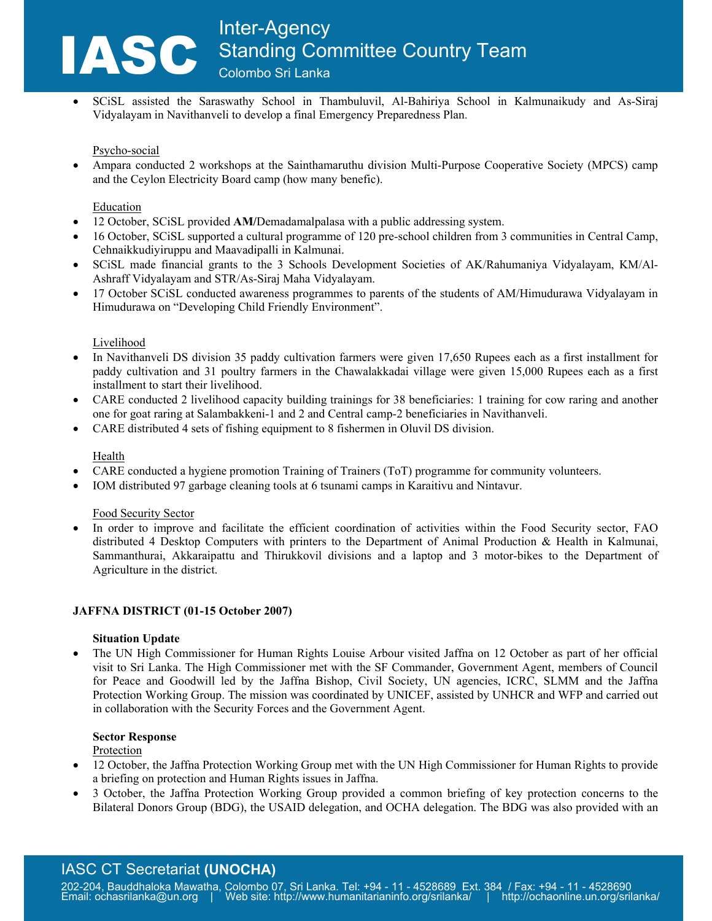- SCiSL assisted the Saraswathy School in Thambuluvil, Al-Bahiriya School in Kalmunaikudy and As-Siraj Vidyalayam in Navithanveli to develop a final Emergency Preparedness Plan.

Psycho-social

- Ampara conducted 2 workshops at the Sainthamaruthu division Multi-Purpose Cooperative Society (MPCS) camp and the Ceylon Electricity Board camp (how many benefic).

Education

- 12 October, SCiSL provided **AM/**Demadamalpalasa with a public addressing system.
- 16 October, SCiSL supported a cultural programme of 120 pre-school children from 3 communities in Central Camp, Cehnaikkudiyiruppu and Maavadipalli in Kalmunai.
- SCiSL made financial grants to the 3 Schools Development Societies of AK/Rahumaniya Vidyalayam, KM/Al-Ashraff Vidyalayam and STR/As-Siraj Maha Vidyalayam.
- 17 October SCiSL conducted awareness programmes to parents of the students of AM/Himudurawa Vidyalayam in Himudurawa on "Developing Child Friendly Environment".

Livelihood

- In Navithanveli DS division 35 paddy cultivation farmers were given 17,650 Rupees each as a first installment for paddy cultivation and 31 poultry farmers in the Chawalakkadai village were given 15,000 Rupees each as a first installment to start their livelihood.
- CARE conducted 2 livelihood capacity building trainings for 38 beneficiaries: 1 training for cow raring and another one for goat raring at Salambakkeni-1 and 2 and Central camp-2 beneficiaries in Navithanveli.
- CARE distributed 4 sets of fishing equipment to 8 fishermen in Oluvil DS division.

Health

- CARE conducted a hygiene promotion Training of Trainers (ToT) programme for community volunteers.
- IOM distributed 97 garbage cleaning tools at 6 tsunami camps in Karaitivu and Nintavur.

Food Security Sector

- In order to improve and facilitate the efficient coordination of activities within the Food Security sector, FAO distributed 4 Desktop Computers with printers to the Department of Animal Production & Health in Kalmunai, Sammanthurai, Akkaraipattu and Thirukkovil divisions and a laptop and 3 motor-bikes to the Department of Agriculture in the district.

**JAFFNA DISTRICT (01-15 October 2007)**

**Situation Update**

- The UN High Commissioner for Human Rights Louise Arbour visited Jaffna on 12 October as part of her official visit to Sri Lanka. The High Commissioner met with the SF Commander, Government Agent, members of Council for Peace and Goodwill led by the Jaffna Bishop, Civil Society, UN agencies, ICRC, SLMM and the Jaffna Protection Working Group. The mission was coordinated by UNICEF, assisted by UNHCR and WFP and carried out in collaboration with the Security Forces and the Government Agent.

**Sector Response**

Protection

- 12 October, the Jaffna Protection Working Group met with the UN High Commissioner for Human Rights to provide a briefing on protection and Human Rights issues in Jaffna.
- 3 October, the Jaffna Protection Working Group provided a common briefing of key protection concerns to the Bilateral Donors Group (BDG), the USAID delegation, and OCHA delegation. The BDG was also provided with an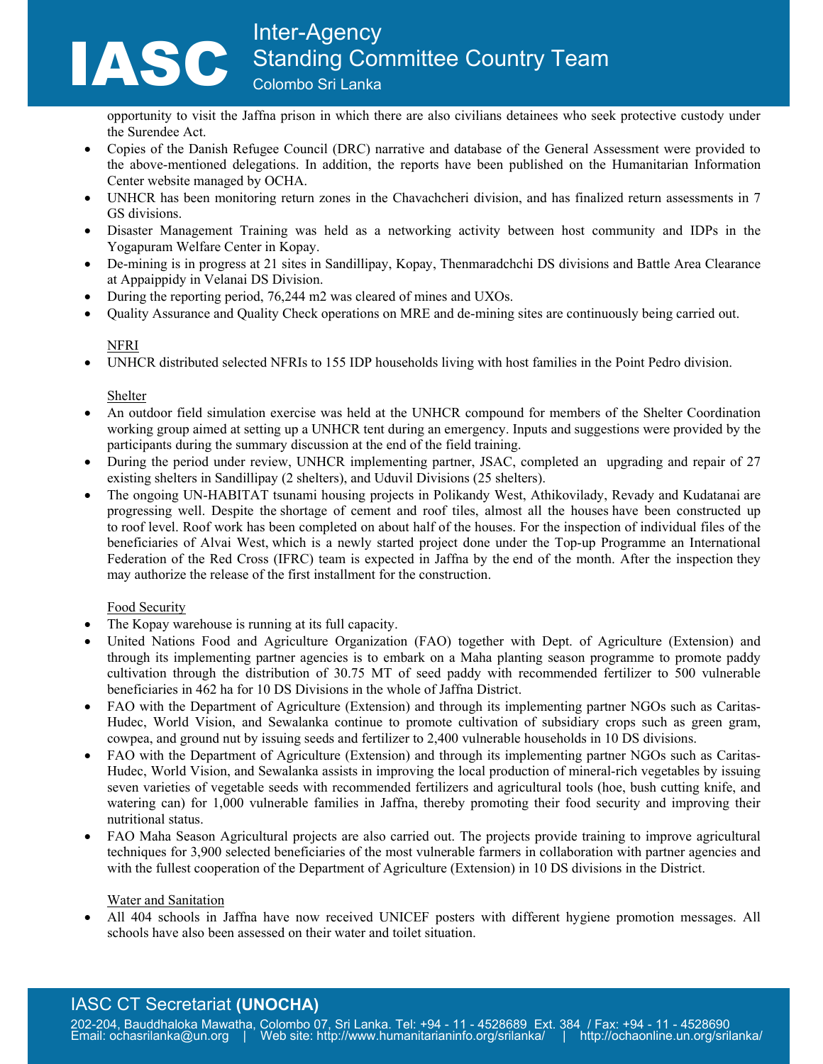opportunity to visit the Jaffna prison in which there are also civilians detainees who seek protective custody under the Surendee Act.

- Copies of the Danish Refugee Council (DRC) narrative and database of the General Assessment were provided to the above-mentioned delegations. In addition, the reports have been published on the Humanitarian Information Center website managed by OCHA.
- UNHCR has been monitoring return zones in the Chavachcheri division, and has finalized return assessments in 7 GS divisions.
- Disaster Management Training was held as a networking activity between host community and IDPs in the Yogapuram Welfare Center in Kopay.
- De-mining is in progress at 21 sites in Sandillipay, Kopay, Thenmaradchchi DS divisions and Battle Area Clearance at Appaippidy in Velanai DS Division.
- During the reporting period, 76,244 m2 was cleared of mines and UXOs.
- Quality Assurance and Quality Check operations on MRE and de-mining sites are continuously being carried out.

NFRI

- UNHCR distributed selected NFRIs to 155 IDP households living with host families in the Point Pedro division.

Shelter

- An outdoor field simulation exercise was held at the UNHCR compound for members of the Shelter Coordination working group aimed at setting up a UNHCR tent during an emergency. Inputs and suggestions were provided by the participants during the summary discussion at the end of the field training.
- During the period under review, UNHCR implementing partner, JSAC, completed an upgrading and repair of 27 existing shelters in Sandillipay (2 shelters), and Uduvil Divisions (25 shelters).
- The ongoing UN-HABITAT tsunami housing projects in Polikandy West, Athikovilady, Revady and Kudatanai are progressing well. Despite the shortage of cement and roof tiles, almost all the houses have been constructed up to roof level. Roof work has been completed on about half of the houses. For the inspection of individual files of the beneficiaries of Alvai West, which is a newly started project done under the Top-up Programme an International Federation of the Red Cross (IFRC) team is expected in Jaffna by the end of the month. After the inspection they may authorize the release of the first installment for the construction.

Food Security

- The Kopay warehouse is running at its full capacity.
- United Nations Food and Agriculture Organization (FAO) together with Dept. of Agriculture (Extension) and through its implementing partner agencies is to embark on a Maha planting season programme to promote paddy cultivation through the distribution of 30.75 MT of seed paddy with recommended fertilizer to 500 vulnerable beneficiaries in 462 ha for 10 DS Divisions in the whole of Jaffna District.
- FAO with the Department of Agriculture (Extension) and through its implementing partner NGOs such as Caritas-Hudec, World Vision, and Sewalanka continue to promote cultivation of subsidiary crops such as green gram, cowpea, and ground nut by issuing seeds and fertilizer to 2,400 vulnerable households in 10 DS divisions.
- FAO with the Department of Agriculture (Extension) and through its implementing partner NGOs such as Caritas-Hudec, World Vision, and Sewalanka assists in improving the local production of mineral-rich vegetables by issuing seven varieties of vegetable seeds with recommended fertilizers and agricultural tools (hoe, bush cutting knife, and watering can) for 1,000 vulnerable families in Jaffna, thereby promoting their food security and improving their nutritional status.
- FAO Maha Season Agricultural projects are also carried out. The projects provide training to improve agricultural techniques for 3,900 selected beneficiaries of the most vulnerable farmers in collaboration with partner agencies and with the fullest cooperation of the Department of Agriculture (Extension) in 10 DS divisions in the District.

Water and Sanitation

- All 404 schools in Jaffna have now received UNICEF posters with different hygiene promotion messages. All schools have also been assessed on their water and toilet situation.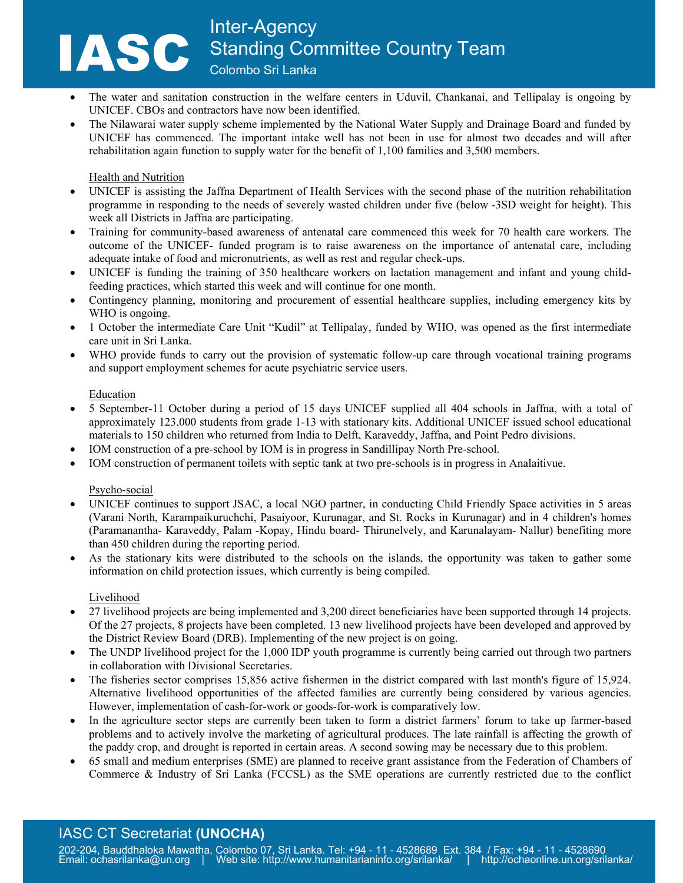- The water and sanitation construction in the welfare centers in Uduvil, Chankanai, and Tellipalay is ongoing by UNICEF. CBOs and contractors have now been identified.
- The Nilawarai water supply scheme implemented by the National Water Supply and Drainage Board and funded by UNICEF has commenced. The important intake well has not been in use for almost two decades and will after rehabilitation again function to supply water for the benefit of 1,100 families and 3,500 members.

<u>Health and Nutrition</u>

- UNICEF is assisting the Jaffna Department of Health Services with the second phase of the nutrition rehabilitation programme in responding to the needs of severely wasted children under five (below -3SD weight for height). This week all Districts in Jaffna are participating.
- Training for community-based awareness of antenatal care commenced this week for 70 health care workers. The outcome of the UNICEF- funded program is to raise awareness on the importance of antenatal care, including adequate intake of food and micronutrients, as well as rest and regular check-ups.
- UNICEF is funding the training of 350 healthcare workers on lactation management and infant and young child-feeding practices, which started this week and will continue for one month.
- Contingency planning, monitoring and procurement of essential healthcare supplies, including emergency kits by WHO is ongoing.
- 1 October the intermediate Care Unit "Kudil" at Tellipalay, funded by WHO, was opened as the first intermediate care unit in Sri Lanka.
- WHO provide funds to carry out the provision of systematic follow-up care through vocational training programs and support employment schemes for acute psychiatric service users.

<u>Education</u>

- 5 September-11 October during a period of 15 days UNICEF supplied all 404 schools in Jaffna, with a total of approximately 123,000 students from grade 1-13 with stationary kits. Additional UNICEF issued school educational materials to 150 children who returned from India to Delft, Karaveddy, Jaffna, and Point Pedro divisions.
- IOM construction of a pre-school by IOM is in progress in Sandillipay North Pre-school.
- IOM construction of permanent toilets with septic tank at two pre-schools is in progress in Analaitivue.

<u>Psycho-social</u>

- UNICEF continues to support JSAC, a local NGO partner, in conducting Child Friendly Space activities in 5 areas (Varani North, Karampaikuruchchi, Pasaiyoor, Kurunagar, and St. Rocks in Kurunagar) and in 4 children's homes (Paramanantha- Karaveddy, Palam -Kopay, Hindu board- Thirunelvely, and Karunalayam- Nallur) benefiting more than 450 children during the reporting period.
- As the stationary kits were distributed to the schools on the islands, the opportunity was taken to gather some information on child protection issues, which currently is being compiled.

<u>Livelihood</u>

- 27 livelihood projects are being implemented and 3,200 direct beneficiaries have been supported through 14 projects. Of the 27 projects, 8 projects have been completed. 13 new livelihood projects have been developed and approved by the District Review Board (DRB). Implementing of the new project is on going.
- The UNDP livelihood project for the 1,000 IDP youth programme is currently being carried out through two partners in collaboration with Divisional Secretaries.
- The fisheries sector comprises 15,856 active fishermen in the district compared with last month's figure of 15,924. Alternative livelihood opportunities of the affected families are currently being considered by various agencies. However, implementation of cash-for-work or goods-for-work is comparatively low.
- In the agriculture sector steps are currently been taken to form a district farmers' forum to take up farmer-based problems and to actively involve the marketing of agricultural produces. The late rainfall is affecting the growth of the paddy crop, and drought is reported in certain areas. A second sowing may be necessary due to this problem.
- 65 small and medium enterprises (SME) are planned to receive grant assistance from the Federation of Chambers of Commerce & Industry of Sri Lanka (FCCSL) as the SME operations are currently restricted due to the conflict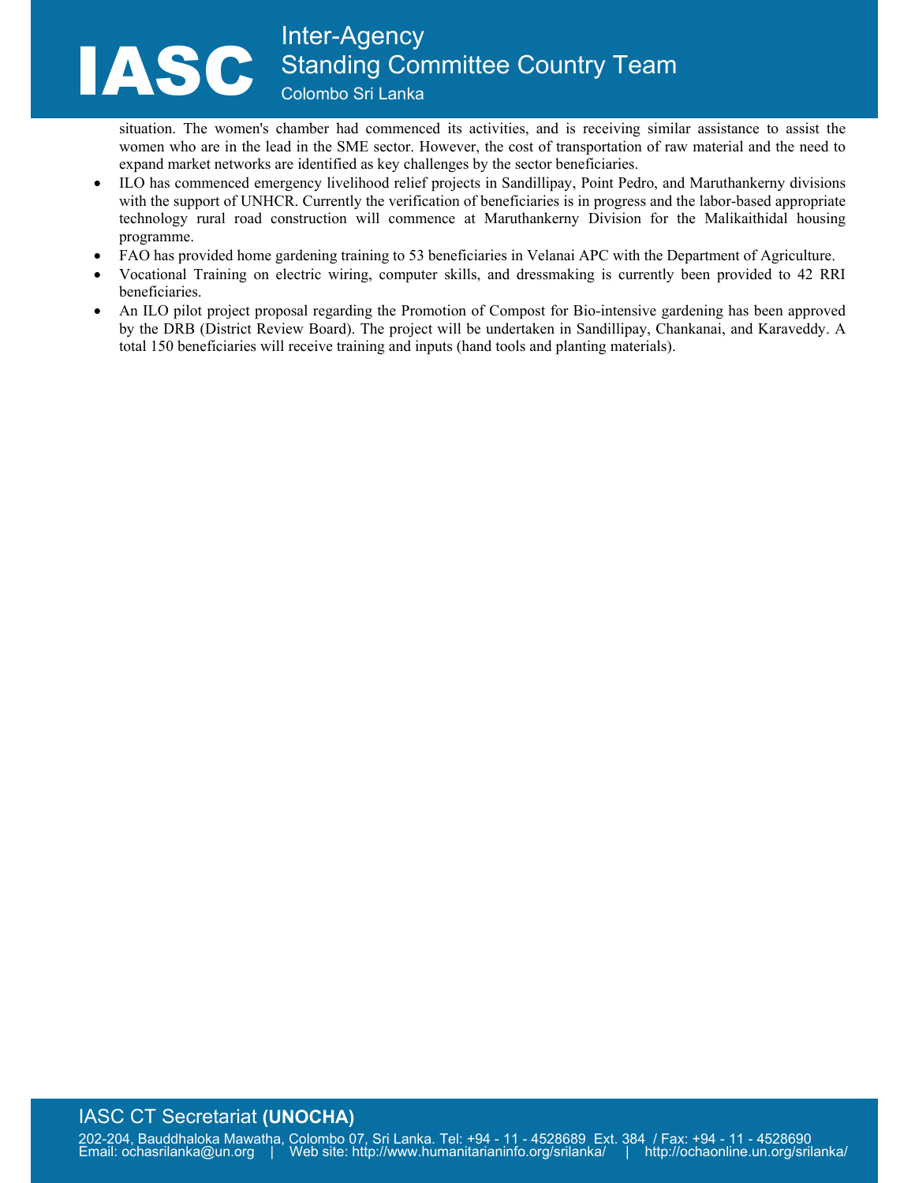situation. The women's chamber had commenced its activities, and is receiving similar assistance to assist the women who are in the lead in the SME sector. However, the cost of transportation of raw material and the need to expand market networks are identified as key challenges by the sector beneficiaries.

- ILO has commenced emergency livelihood relief projects in Sandillipay, Point Pedro, and Maruthankerny divisions with the support of UNHCR. Currently the verification of beneficiaries is in progress and the labor-based appropriate technology rural road construction will commence at Maruthankerny Division for the Malikaithidal housing programme.
- FAO has provided home gardening training to 53 beneficiaries in Velanai APC with the Department of Agriculture.
- Vocational Training on electric wiring, computer skills, and dressmaking is currently been provided to 42 RRI beneficiaries.
- An ILO pilot project proposal regarding the Promotion of Compost for Bio-intensive gardening has been approved by the DRB (District Review Board). The project will be undertaken in Sandillipay, Chankanai, and Karaveddy. A total 150 beneficiaries will receive training and inputs (hand tools and planting materials).